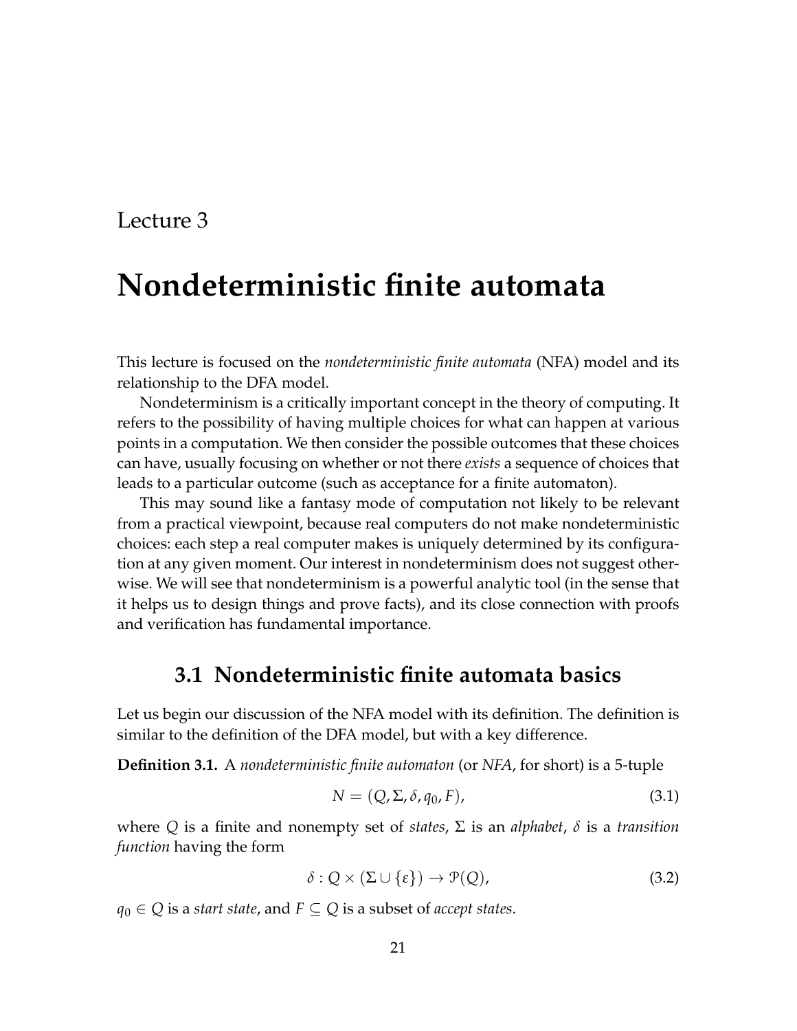Lecture 3

# Nondeterministic finite automata

This lecture is focused on the *nondeterministic finite automata* (NFA) model and its relationship to the DFA model.

Nondeterminism is a critically important concept in the theory of computing. It refers to the possibility of having multiple choices for what can happen at various points in a computation. We then consider the possible outcomes that these choices can have, usually focusing on whether or not there *exists* a sequence of choices that leads to a particular outcome (such as acceptance for a finite automaton).

This may sound like a fantasy mode of computation not likely to be relevant from a practical viewpoint, because real computers do not make nondeterministic choices: each step a real computer makes is uniquely determined by its configuration at any given moment. Our interest in nondeterminism does not suggest otherwise. We will see that nondeterminism is a powerful analytic tool (in the sense that it helps us to design things and prove facts), and its close connection with proofs and verification has fundamental importance.

## 3.1 Nondeterministic finite automata basics

Let us begin our discussion of the NFA model with its definition. The definition is similar to the definition of the DFA model, but with a key difference.

**Definition 3.1.** A *nondeterministic finite automaton* (or *NFA*, for short) is a 5-tuple

$$N = (Q, \Sigma, \delta, q_0, F), \tag{3.1}$$

where $Q$ is a finite and nonempty set of *states*, $\Sigma$ is an *alphabet*, $\delta$ is a *transition function* having the form

$$\delta : Q \times (\Sigma \cup \{\varepsilon\}) \to \mathcal{P}(Q), \tag{3.2}$$

$q_0 \in Q$ is a *start state*, and $F \subseteq Q$ is a subset of *accept states*.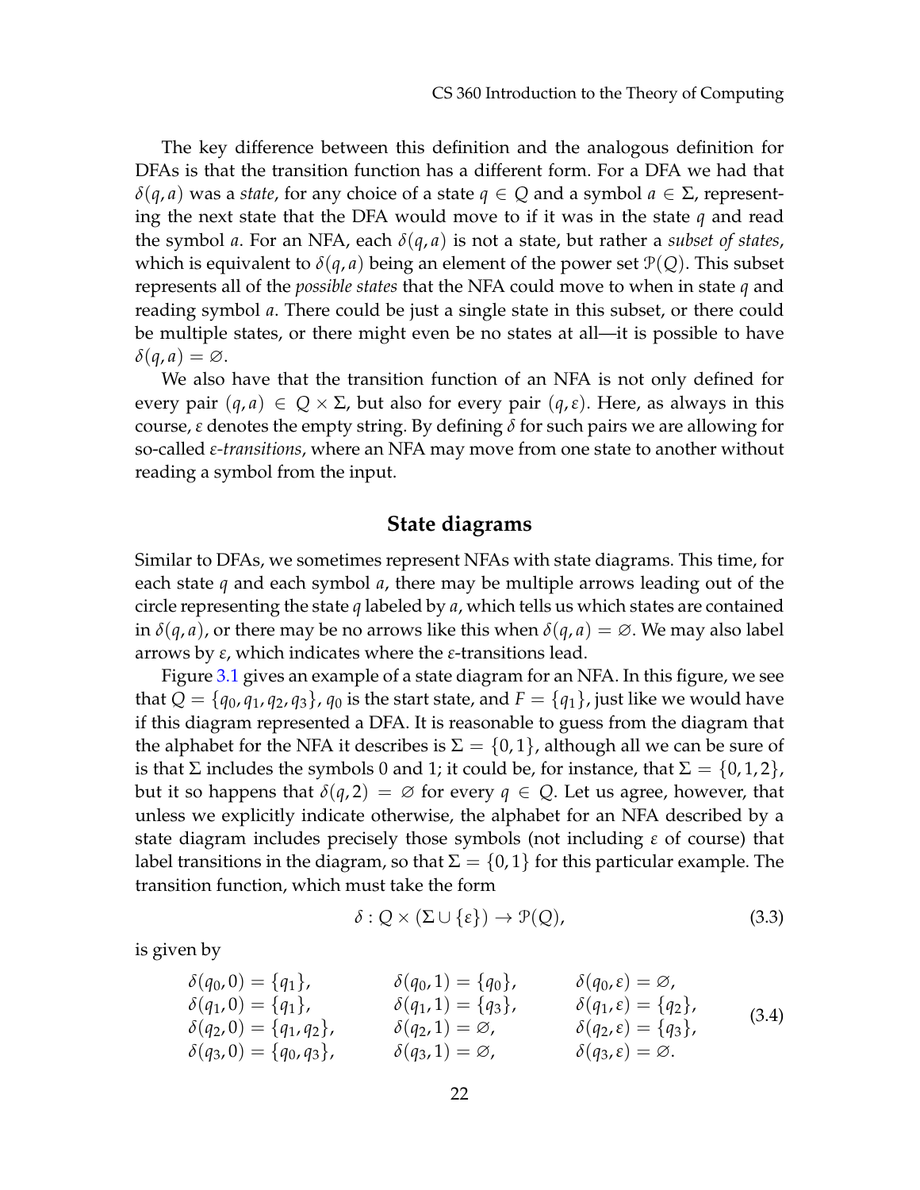The key difference between this definition and the analogous definition for DFAs is that the transition function has a different form. For a DFA we had that $\delta(q, a)$ was a *state*, for any choice of a state $q \in Q$ and a symbol $a \in \Sigma$, representing the next state that the DFA would move to if it was in the state $q$ and read the symbol $a$. For an NFA, each $\delta(q, a)$ is not a state, but rather a *subset of states*, which is equivalent to $\delta(q, a)$ being an element of the power set $\mathcal{P}(Q)$. This subset represents all of the *possible states* that the NFA could move to when in state $q$ and reading symbol $a$. There could be just a single state in this subset, or there could be multiple states, or there might even be no states at all—it is possible to have $\delta(q, a) = \varnothing$.

We also have that the transition function of an NFA is not only defined for every pair $(q, a) \in Q \times \Sigma$, but also for every pair $(q, \varepsilon)$. Here, as always in this course, $\varepsilon$ denotes the empty string. By defining $\delta$ for such pairs we are allowing for so-called *$\varepsilon$-transitions*, where an NFA may move from one state to another without reading a symbol from the input.

## State diagrams

Similar to DFAs, we sometimes represent NFAs with state diagrams. This time, for each state $q$ and each symbol $a$, there may be multiple arrows leading out of the circle representing the state $q$ labeled by $a$, which tells us which states are contained in $\delta(q, a)$, or there may be no arrows like this when $\delta(q, a) = \varnothing$. We may also label arrows by $\varepsilon$, which indicates where the $\varepsilon$-transitions lead.

Figure 3.1 gives an example of a state diagram for an NFA. In this figure, we see that $Q = \{q_0, q_1, q_2, q_3\}$, $q_0$ is the start state, and $F = \{q_1\}$, just like we would have if this diagram represented a DFA. It is reasonable to guess from the diagram that the alphabet for the NFA it describes is $\Sigma = \{0, 1\}$, although all we can be sure of is that $\Sigma$ includes the symbols 0 and 1; it could be, for instance, that $\Sigma = \{0, 1, 2\}$, but it so happens that $\delta(q, 2) = \varnothing$ for every $q \in Q$. Let us agree, however, that unless we explicitly indicate otherwise, the alphabet for an NFA described by a state diagram includes precisely those symbols (not including $\varepsilon$ of course) that label transitions in the diagram, so that $\Sigma = \{0, 1\}$ for this particular example. The transition function, which must take the form

$$\delta : Q \times (\Sigma \cup \{\varepsilon\}) \rightarrow \mathcal{P}(Q), \tag{3.3}$$

is given by

$$\begin{array}{lll}
\delta(q_0, 0) = \{q_1\}, & \delta(q_0, 1) = \{q_0\}, & \delta(q_0, \varepsilon) = \varnothing, \\
\delta(q_1, 0) = \{q_1\}, & \delta(q_1, 1) = \{q_3\}, & \delta(q_1, \varepsilon) = \{q_2\}, \\
\delta(q_2, 0) = \{q_1, q_2\}, & \delta(q_2, 1) = \varnothing, & \delta(q_2, \varepsilon) = \{q_3\}, \\
\delta(q_3, 0) = \{q_0, q_3\}, & \delta(q_3, 1) = \varnothing, & \delta(q_3, \varepsilon) = \varnothing.
\end{array} \tag{3.4}$$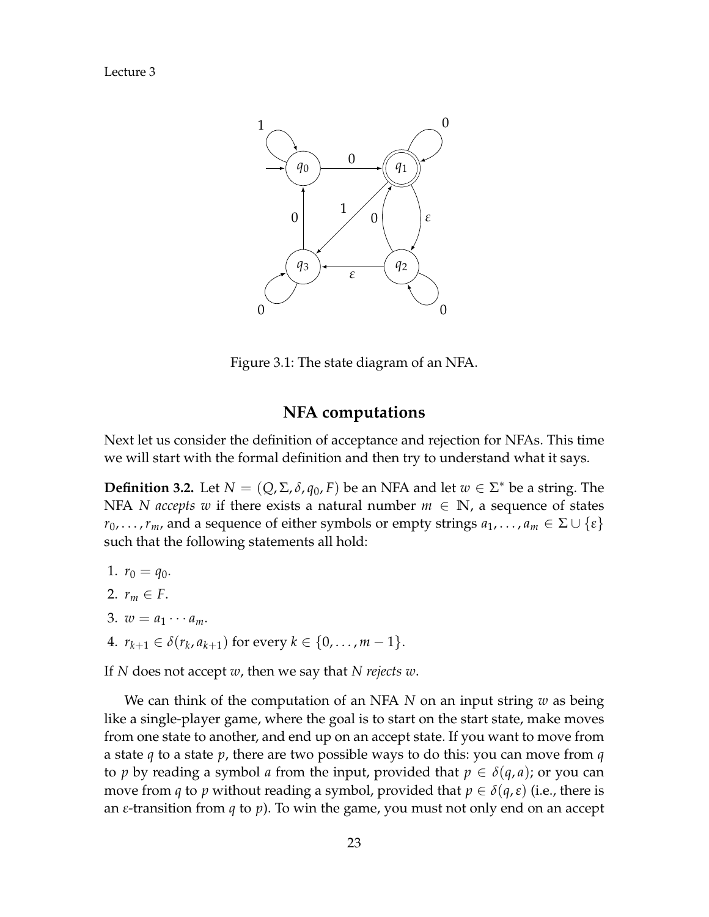Figure 3.1: The state diagram of an NFA.

## NFA computations

Next let us consider the definition of acceptance and rejection for NFAs. This time we will start with the formal definition and then try to understand what it says.

**Definition 3.2.** Let $N = (Q, \Sigma, \delta, q_0, F)$ be an NFA and let $w \in \Sigma^*$ be a string. The NFA $N$ *accepts* $w$ if there exists a natural number $m \in \mathbb{N}$, a sequence of states $r_0, \ldots, r_m$, and a sequence of either symbols or empty strings $a_1, \ldots, a_m \in \Sigma \cup \{\varepsilon\}$ such that the following statements all hold:

1. $r_0 = q_0$.
2. $r_m \in F$.
3. $w = a_1 \cdots a_m$.
4. $r_{k+1} \in \delta(r_k, a_{k+1})$ for every $k \in \{0, \ldots, m-1\}$.

If $N$ does not accept $w$, then we say that $N$ *rejects* $w$.

We can think of the computation of an NFA $N$ on an input string $w$ as being like a single-player game, where the goal is to start on the start state, make moves from one state to another, and end up on an accept state. If you want to move from a state $q$ to a state $p$, there are two possible ways to do this: you can move from $q$ to $p$ by reading a symbol $a$ from the input, provided that $p \in \delta(q, a)$; or you can move from $q$ to $p$ without reading a symbol, provided that $p \in \delta(q, \varepsilon)$ (i.e., there is an $\varepsilon$-transition from $q$ to $p$). To win the game, you must not only end on an accept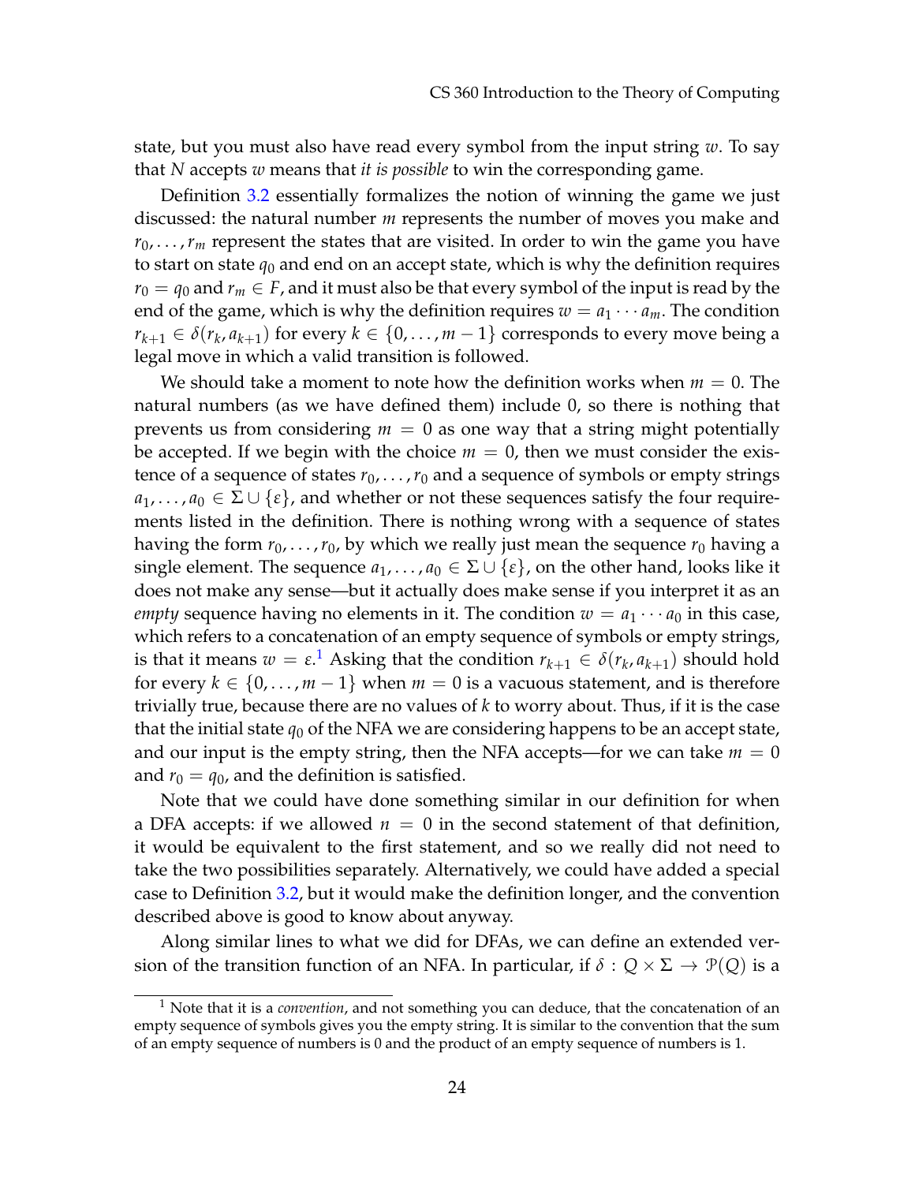state, but you must also have read every symbol from the input string $w$. To say that $N$ accepts $w$ means that *it is possible* to win the corresponding game.

Definition 3.2 essentially formalizes the notion of winning the game we just discussed: the natural number $m$ represents the number of moves you make and $r_0, \ldots, r_m$ represent the states that are visited. In order to win the game you have to start on state $q_0$ and end on an accept state, which is why the definition requires $r_0 = q_0$ and $r_m \in F$, and it must also be that every symbol of the input is read by the end of the game, which is why the definition requires $w = a_1 \cdots a_m$. The condition $r_{k+1} \in \delta(r_k, a_{k+1})$ for every $k \in \{0, \ldots, m-1\}$ corresponds to every move being a legal move in which a valid transition is followed.

We should take a moment to note how the definition works when $m = 0$. The natural numbers (as we have defined them) include 0, so there is nothing that prevents us from considering $m = 0$ as one way that a string might potentially be accepted. If we begin with the choice $m = 0$, then we must consider the existence of a sequence of states $r_0, \ldots, r_0$ and a sequence of symbols or empty strings $a_1, \ldots, a_0 \in \Sigma \cup \{\varepsilon\}$, and whether or not these sequences satisfy the four requirements listed in the definition. There is nothing wrong with a sequence of states having the form $r_0, \ldots, r_0$, by which we really just mean the sequence $r_0$ having a single element. The sequence $a_1, \ldots, a_0 \in \Sigma \cup \{\varepsilon\}$, on the other hand, looks like it does not make any sense—but it actually does make sense if you interpret it as an *empty* sequence having no elements in it. The condition $w = a_1 \cdots a_0$ in this case, which refers to a concatenation of an empty sequence of symbols or empty strings, is that it means $w = \varepsilon$.[1] Asking that the condition $r_{k+1} \in \delta(r_k, a_{k+1})$ should hold for every $k \in \{0, \ldots, m-1\}$ when $m = 0$ is a vacuous statement, and is therefore trivially true, because there are no values of $k$ to worry about. Thus, if it is the case that the initial state $q_0$ of the NFA we are considering happens to be an accept state, and our input is the empty string, then the NFA accepts—for we can take $m = 0$ and $r_0 = q_0$, and the definition is satisfied.

Note that we could have done something similar in our definition for when a DFA accepts: if we allowed $n = 0$ in the second statement of that definition, it would be equivalent to the first statement, and so we really did not need to take the two possibilities separately. Alternatively, we could have added a special case to Definition 3.2, but it would make the definition longer, and the convention described above is good to know about anyway.

Along similar lines to what we did for DFAs, we can define an extended version of the transition function of an NFA. In particular, if $\delta : Q \times \Sigma \to \mathcal{P}(Q)$ is a

[1] Note that it is a *convention*, and not something you can deduce, that the concatenation of an empty sequence of symbols gives you the empty string. It is similar to the convention that the sum of an empty sequence of numbers is 0 and the product of an empty sequence of numbers is 1.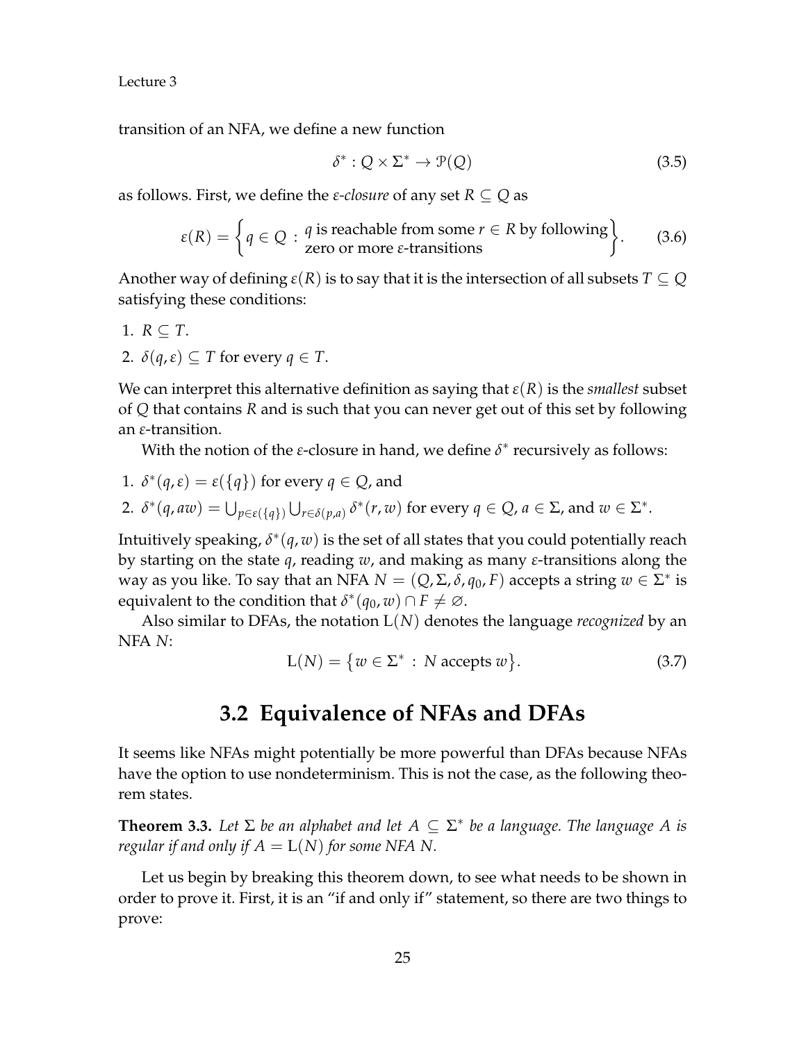transition of an NFA, we define a new function

$$\delta^* : Q \times \Sigma^* \to \mathcal{P}(Q) \tag{3.5}$$

as follows. First, we define the *ε-closure* of any set $R \subseteq Q$ as

$$\varepsilon(R) = \left\{ q \in Q \,:\, \begin{array}{l} q \text{ is reachable from some } r \in R \text{ by following} \\ \text{zero or more } \varepsilon\text{-transitions} \end{array} \right\}. \tag{3.6}$$

Another way of defining $\varepsilon(R)$ is to say that it is the intersection of all subsets $T \subseteq Q$ satisfying these conditions:

1. $R \subseteq T$.
2. $\delta(q, \varepsilon) \subseteq T$ for every $q \in T$.

We can interpret this alternative definition as saying that $\varepsilon(R)$ is the *smallest* subset of $Q$ that contains $R$ and is such that you can never get out of this set by following an $\varepsilon$-transition.

With the notion of the $\varepsilon$-closure in hand, we define $\delta^*$ recursively as follows:

1. $\delta^*(q, \varepsilon) = \varepsilon(\{q\})$ for every $q \in Q$, and
2. $\delta^*(q, aw) = \bigcup_{p \in \varepsilon(\{q\})} \bigcup_{r \in \delta(p,a)} \delta^*(r, w)$ for every $q \in Q$, $a \in \Sigma$, and $w \in \Sigma^*$.

Intuitively speaking, $\delta^*(q, w)$ is the set of all states that you could potentially reach by starting on the state $q$, reading $w$, and making as many $\varepsilon$-transitions along the way as you like. To say that an NFA $N = (Q, \Sigma, \delta, q_0, F)$ accepts a string $w \in \Sigma^*$ is equivalent to the condition that $\delta^*(q_0, w) \cap F \neq \varnothing$.

Also similar to DFAs, the notation $\mathrm{L}(N)$ denotes the language *recognized* by an NFA $N$:

$$\mathrm{L}(N) = \{ w \in \Sigma^* \,:\, N \text{ accepts } w \}. \tag{3.7}$$

## 3.2 Equivalence of NFAs and DFAs

It seems like NFAs might potentially be more powerful than DFAs because NFAs have the option to use nondeterminism. This is not the case, as the following theorem states.

**Theorem 3.3.** *Let $\Sigma$ be an alphabet and let $A \subseteq \Sigma^*$ be a language. The language $A$ is regular if and only if $A = \mathrm{L}(N)$ for some NFA $N$.*

Let us begin by breaking this theorem down, to see what needs to be shown in order to prove it. First, it is an "if and only if" statement, so there are two things to prove: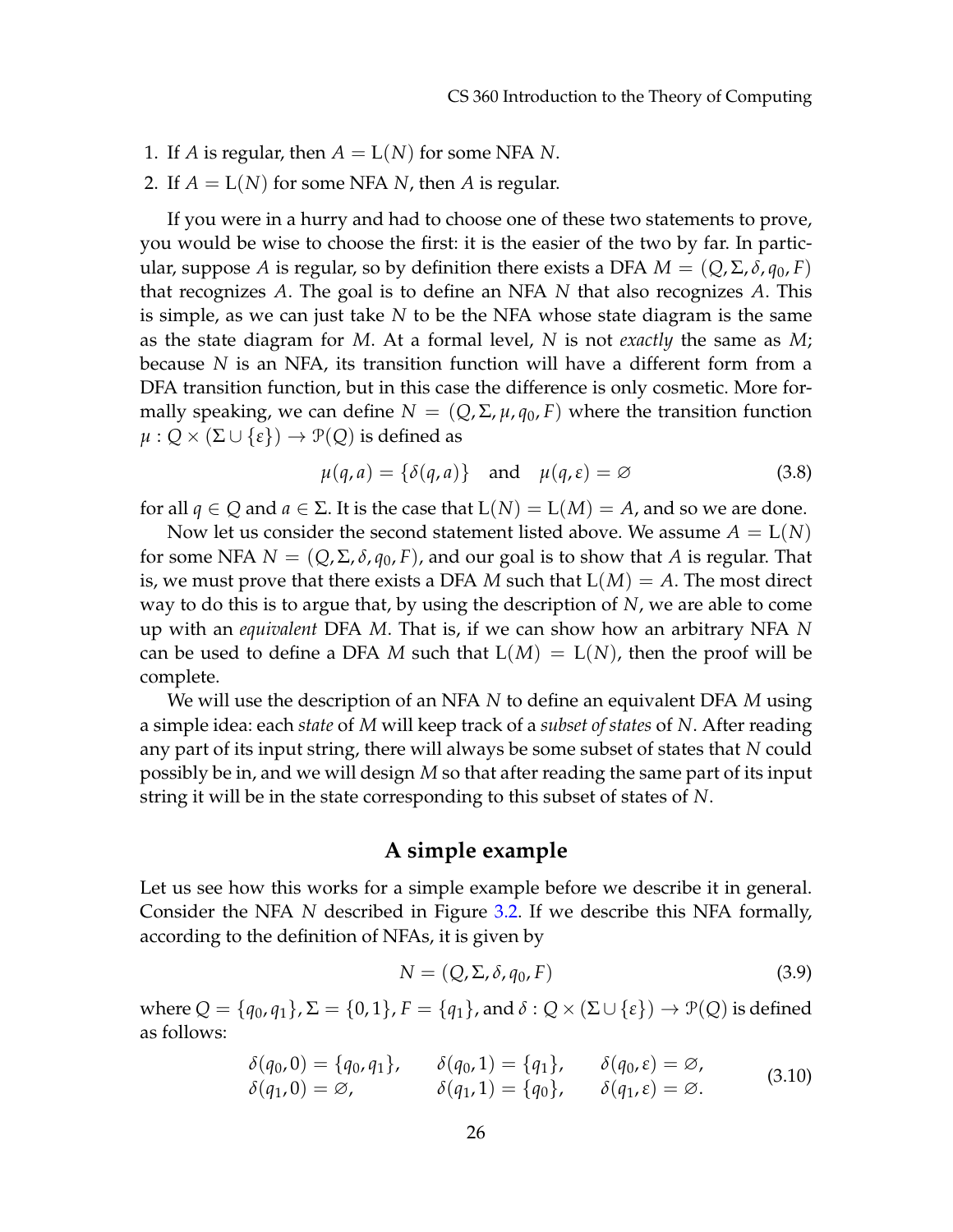1. If $A$ is regular, then $A = \mathrm{L}(N)$ for some NFA $N$.
2. If $A = \mathrm{L}(N)$ for some NFA $N$, then $A$ is regular.

If you were in a hurry and had to choose one of these two statements to prove, you would be wise to choose the first: it is the easier of the two by far. In particular, suppose $A$ is regular, so by definition there exists a DFA $M = (Q, \Sigma, \delta, q_0, F)$ that recognizes $A$. The goal is to define an NFA $N$ that also recognizes $A$. This is simple, as we can just take $N$ to be the NFA whose state diagram is the same as the state diagram for $M$. At a formal level, $N$ is not *exactly* the same as $M$; because $N$ is an NFA, its transition function will have a different form from a DFA transition function, but in this case the difference is only cosmetic. More formally speaking, we can define $N = (Q, \Sigma, \mu, q_0, F)$ where the transition function $\mu : Q \times (\Sigma \cup \{\varepsilon\}) \to \mathcal{P}(Q)$ is defined as

$$\mu(q, a) = \{\delta(q, a)\} \quad \text{and} \quad \mu(q, \varepsilon) = \varnothing \tag{3.8}$$

for all $q \in Q$ and $a \in \Sigma$. It is the case that $\mathrm{L}(N) = \mathrm{L}(M) = A$, and so we are done.

Now let us consider the second statement listed above. We assume $A = \mathrm{L}(N)$ for some NFA $N = (Q, \Sigma, \delta, q_0, F)$, and our goal is to show that $A$ is regular. That is, we must prove that there exists a DFA $M$ such that $\mathrm{L}(M) = A$. The most direct way to do this is to argue that, by using the description of $N$, we are able to come up with an *equivalent* DFA $M$. That is, if we can show how an arbitrary NFA $N$ can be used to define a DFA $M$ such that $\mathrm{L}(M) = \mathrm{L}(N)$, then the proof will be complete.

We will use the description of an NFA $N$ to define an equivalent DFA $M$ using a simple idea: each *state* of $M$ will keep track of a *subset of states* of $N$. After reading any part of its input string, there will always be some subset of states that $N$ could possibly be in, and we will design $M$ so that after reading the same part of its input string it will be in the state corresponding to this subset of states of $N$.

## A simple example

Let us see how this works for a simple example before we describe it in general. Consider the NFA $N$ described in Figure 3.2. If we describe this NFA formally, according to the definition of NFAs, it is given by

$$N = (Q, \Sigma, \delta, q_0, F) \tag{3.9}$$

where $Q = \{q_0, q_1\}$, $\Sigma = \{0, 1\}$, $F = \{q_1\}$, and $\delta : Q \times (\Sigma \cup \{\varepsilon\}) \to \mathcal{P}(Q)$ is defined as follows:

$$\begin{aligned}
&\delta(q_0, 0) = \{q_0, q_1\}, \qquad &&\delta(q_0, 1) = \{q_1\}, \qquad &&\delta(q_0, \varepsilon) = \varnothing, \\
&\delta(q_1, 0) = \varnothing, \qquad &&\delta(q_1, 1) = \{q_0\}, \qquad &&\delta(q_1, \varepsilon) = \varnothing.
\end{aligned} \tag{3.10}$$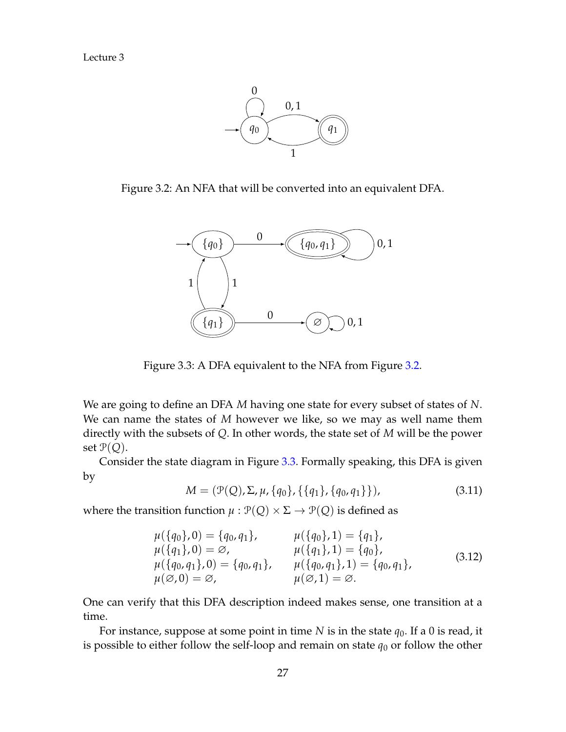Figure 3.2: An NFA that will be converted into an equivalent DFA.

Figure 3.3: A DFA equivalent to the NFA from Figure 3.2.

We are going to define an DFA $M$ having one state for every subset of states of $N$. We can name the states of $M$ however we like, so we may as well name them directly with the subsets of $Q$. In other words, the state set of $M$ will be the power set $\mathcal{P}(Q)$.

Consider the state diagram in Figure 3.3. Formally speaking, this DFA is given by

$$M = (\mathcal{P}(Q), \Sigma, \mu, \{q_0\}, \{\{q_1\}, \{q_0, q_1\}\}), \tag{3.11}$$

where the transition function $\mu : \mathcal{P}(Q) \times \Sigma \to \mathcal{P}(Q)$ is defined as

$$\begin{aligned}
&\mu(\{q_0\}, 0) = \{q_0, q_1\}, && \mu(\{q_0\}, 1) = \{q_1\},\\
&\mu(\{q_1\}, 0) = \varnothing, && \mu(\{q_1\}, 1) = \{q_0\},\\
&\mu(\{q_0, q_1\}, 0) = \{q_0, q_1\}, && \mu(\{q_0, q_1\}, 1) = \{q_0, q_1\},\\
&\mu(\varnothing, 0) = \varnothing, && \mu(\varnothing, 1) = \varnothing.
\end{aligned} \tag{3.12}$$

One can verify that this DFA description indeed makes sense, one transition at a time.

For instance, suppose at some point in time $N$ is in the state $q_0$. If a 0 is read, it is possible to either follow the self-loop and remain on state $q_0$ or follow the other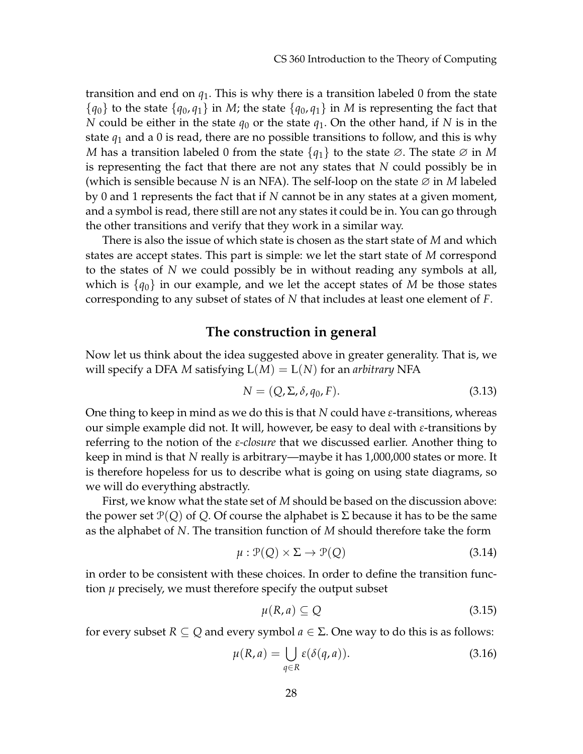transition and end on $q_1$. This is why there is a transition labeled 0 from the state $\{q_0\}$ to the state $\{q_0, q_1\}$ in $M$; the state $\{q_0, q_1\}$ in $M$ is representing the fact that $N$ could be either in the state $q_0$ or the state $q_1$. On the other hand, if $N$ is in the state $q_1$ and a 0 is read, there are no possible transitions to follow, and this is why $M$ has a transition labeled 0 from the state $\{q_1\}$ to the state $\varnothing$. The state $\varnothing$ in $M$ is representing the fact that there are not any states that $N$ could possibly be in (which is sensible because $N$ is an NFA). The self-loop on the state $\varnothing$ in $M$ labeled by 0 and 1 represents the fact that if $N$ cannot be in any states at a given moment, and a symbol is read, there still are not any states it could be in. You can go through the other transitions and verify that they work in a similar way.

There is also the issue of which state is chosen as the start state of $M$ and which states are accept states. This part is simple: we let the start state of $M$ correspond to the states of $N$ we could possibly be in without reading any symbols at all, which is $\{q_0\}$ in our example, and we let the accept states of $M$ be those states corresponding to any subset of states of $N$ that includes at least one element of $F$.

## The construction in general

Now let us think about the idea suggested above in greater generality. That is, we will specify a DFA $M$ satisfying $\mathrm{L}(M) = \mathrm{L}(N)$ for an *arbitrary* NFA

$$N = (Q, \Sigma, \delta, q_0, F). \tag{3.13}$$

One thing to keep in mind as we do this is that $N$ could have $\varepsilon$-transitions, whereas our simple example did not. It will, however, be easy to deal with $\varepsilon$-transitions by referring to the notion of the *$\varepsilon$-closure* that we discussed earlier. Another thing to keep in mind is that $N$ really is arbitrary—maybe it has 1,000,000 states or more. It is therefore hopeless for us to describe what is going on using state diagrams, so we will do everything abstractly.

First, we know what the state set of $M$ should be based on the discussion above: the power set $\mathcal{P}(Q)$ of $Q$. Of course the alphabet is $\Sigma$ because it has to be the same as the alphabet of $N$. The transition function of $M$ should therefore take the form

$$\mu : \mathcal{P}(Q) \times \Sigma \rightarrow \mathcal{P}(Q) \tag{3.14}$$

in order to be consistent with these choices. In order to define the transition function $\mu$ precisely, we must therefore specify the output subset

$$\mu(R, a) \subseteq Q \tag{3.15}$$

for every subset $R \subseteq Q$ and every symbol $a \in \Sigma$. One way to do this is as follows:

$$\mu(R, a) = \bigcup_{q \in R} \varepsilon(\delta(q, a)). \tag{3.16}$$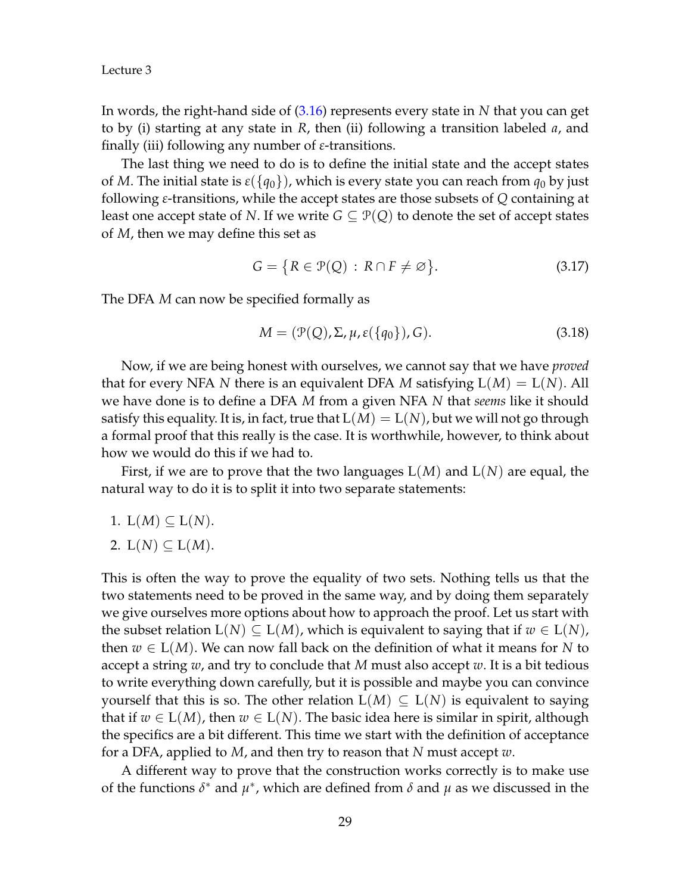In words, the right-hand side of (3.16) represents every state in $N$ that you can get to by (i) starting at any state in $R$, then (ii) following a transition labeled $a$, and finally (iii) following any number of $\varepsilon$-transitions.

The last thing we need to do is to define the initial state and the accept states of $M$. The initial state is $\varepsilon(\{q_0\})$, which is every state you can reach from $q_0$ by just following $\varepsilon$-transitions, while the accept states are those subsets of $Q$ containing at least one accept state of $N$. If we write $G \subseteq \mathcal{P}(Q)$ to denote the set of accept states of $M$, then we may define this set as

$$G = \big\{ R \in \mathcal{P}(Q) \, : \, R \cap F \neq \varnothing \big\}. \tag{3.17}$$

The DFA $M$ can now be specified formally as

$$M = (\mathcal{P}(Q), \Sigma, \mu, \varepsilon(\{q_0\}), G). \tag{3.18}$$

Now, if we are being honest with ourselves, we cannot say that we have *proved* that for every NFA $N$ there is an equivalent DFA $M$ satisfying $\mathrm{L}(M) = \mathrm{L}(N)$. All we have done is to define a DFA $M$ from a given NFA $N$ that *seems* like it should satisfy this equality. It is, in fact, true that $\mathrm{L}(M) = \mathrm{L}(N)$, but we will not go through a formal proof that this really is the case. It is worthwhile, however, to think about how we would do this if we had to.

First, if we are to prove that the two languages $\mathrm{L}(M)$ and $\mathrm{L}(N)$ are equal, the natural way to do it is to split it into two separate statements:

1. $\mathrm{L}(M) \subseteq \mathrm{L}(N)$.
2. $\mathrm{L}(N) \subseteq \mathrm{L}(M)$.

This is often the way to prove the equality of two sets. Nothing tells us that the two statements need to be proved in the same way, and by doing them separately we give ourselves more options about how to approach the proof. Let us start with the subset relation $\mathrm{L}(N) \subseteq \mathrm{L}(M)$, which is equivalent to saying that if $w \in \mathrm{L}(N)$, then $w \in \mathrm{L}(M)$. We can now fall back on the definition of what it means for $N$ to accept a string $w$, and try to conclude that $M$ must also accept $w$. It is a bit tedious to write everything down carefully, but it is possible and maybe you can convince yourself that this is so. The other relation $\mathrm{L}(M) \subseteq \mathrm{L}(N)$ is equivalent to saying that if $w \in \mathrm{L}(M)$, then $w \in \mathrm{L}(N)$. The basic idea here is similar in spirit, although the specifics are a bit different. This time we start with the definition of acceptance for a DFA, applied to $M$, and then try to reason that $N$ must accept $w$.

A different way to prove that the construction works correctly is to make use of the functions $\delta^*$ and $\mu^*$, which are defined from $\delta$ and $\mu$ as we discussed in the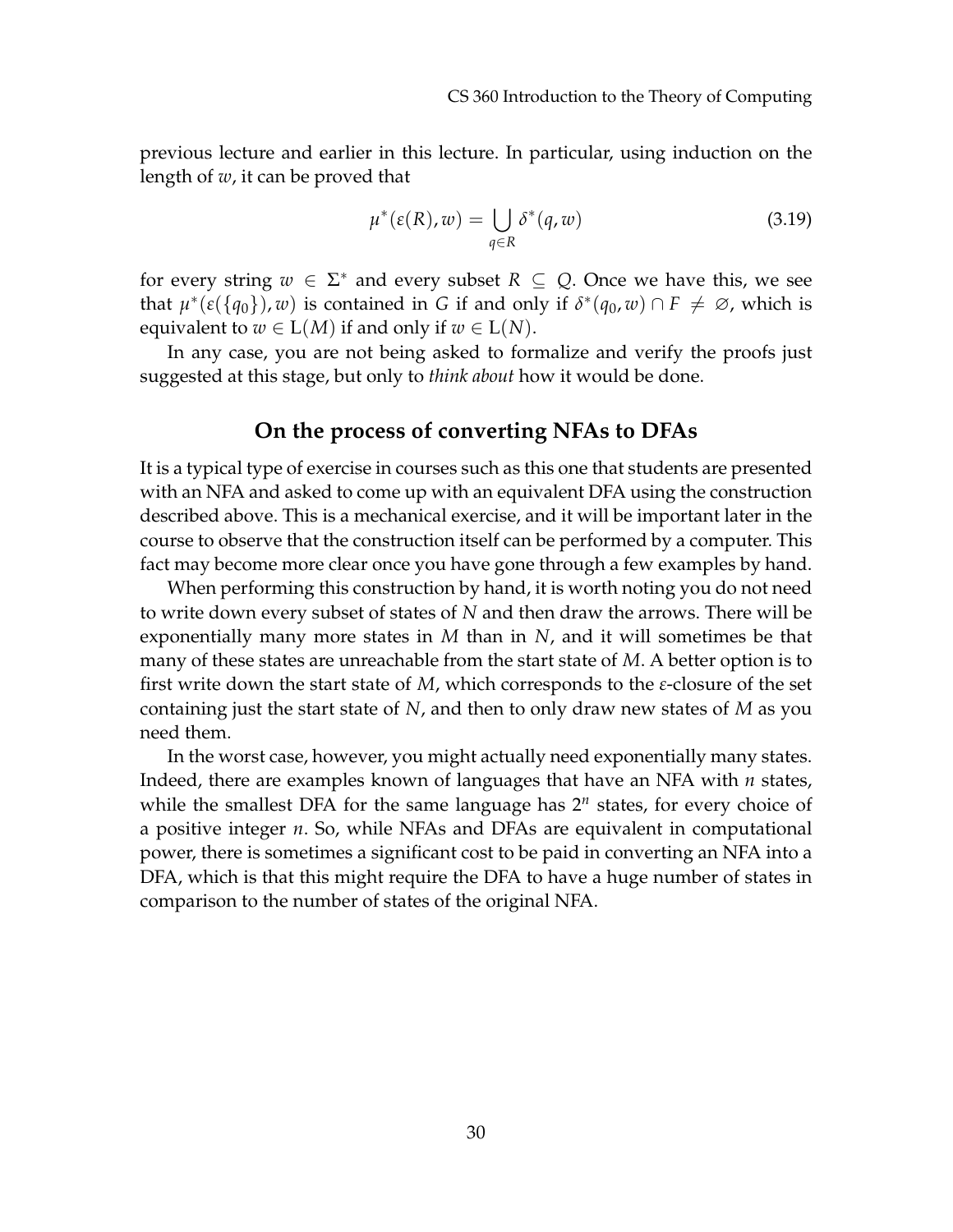previous lecture and earlier in this lecture. In particular, using induction on the length of $w$, it can be proved that

$$\mu^*(\varepsilon(R), w) = \bigcup_{q \in R} \delta^*(q, w) \tag{3.19}$$

for every string $w \in \Sigma^*$ and every subset $R \subseteq Q$. Once we have this, we see that $\mu^*(\varepsilon(\{q_0\}), w)$ is contained in $G$ if and only if $\delta^*(q_0, w) \cap F \neq \varnothing$, which is equivalent to $w \in \mathrm{L}(M)$ if and only if $w \in \mathrm{L}(N)$.

In any case, you are not being asked to formalize and verify the proofs just suggested at this stage, but only to *think about* how it would be done.

## On the process of converting NFAs to DFAs

It is a typical type of exercise in courses such as this one that students are presented with an NFA and asked to come up with an equivalent DFA using the construction described above. This is a mechanical exercise, and it will be important later in the course to observe that the construction itself can be performed by a computer. This fact may become more clear once you have gone through a few examples by hand.

When performing this construction by hand, it is worth noting you do not need to write down every subset of states of $N$ and then draw the arrows. There will be exponentially many more states in $M$ than in $N$, and it will sometimes be that many of these states are unreachable from the start state of $M$. A better option is to first write down the start state of $M$, which corresponds to the $\varepsilon$-closure of the set containing just the start state of $N$, and then to only draw new states of $M$ as you need them.

In the worst case, however, you might actually need exponentially many states. Indeed, there are examples known of languages that have an NFA with $n$ states, while the smallest DFA for the same language has $2^n$ states, for every choice of a positive integer $n$. So, while NFAs and DFAs are equivalent in computational power, there is sometimes a significant cost to be paid in converting an NFA into a DFA, which is that this might require the DFA to have a huge number of states in comparison to the number of states of the original NFA.